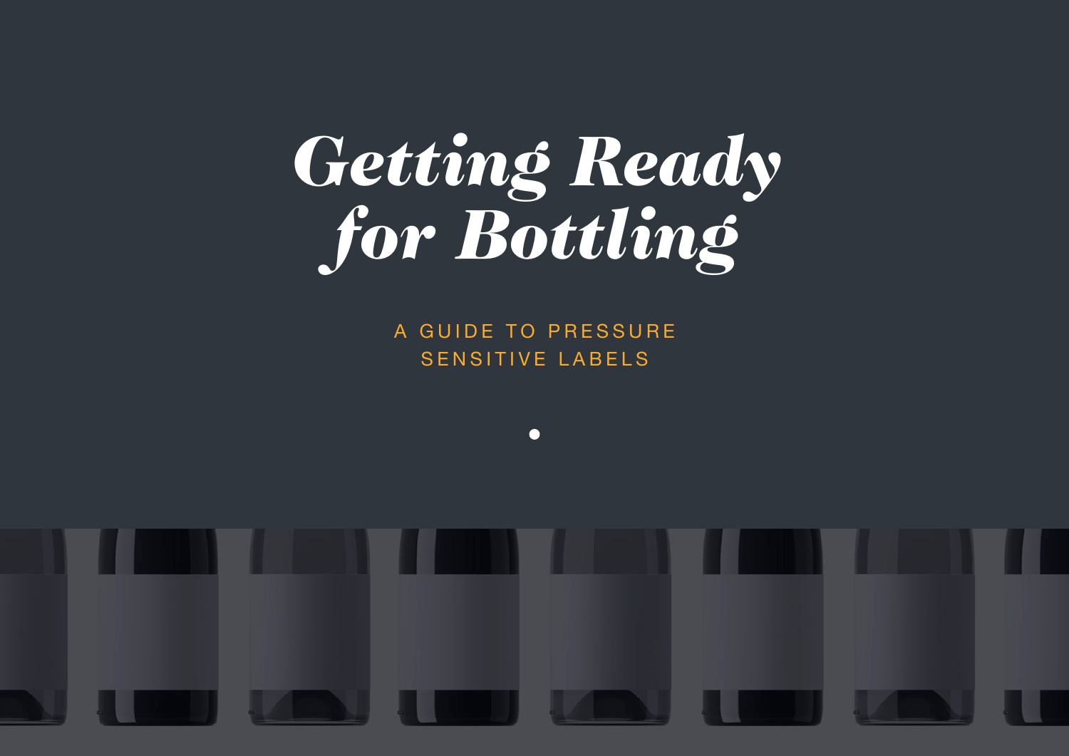# *Getting Ready for Bottling*

A GUIDE TO PRESSURE SENSITIVE LABELS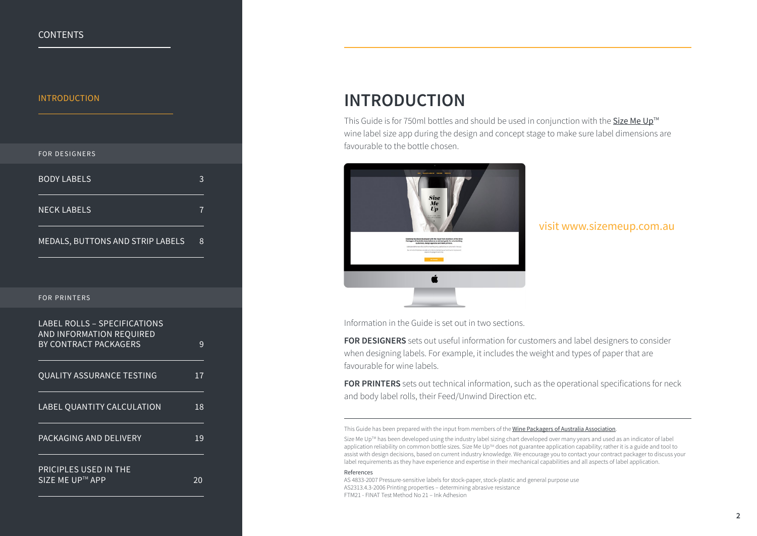CONTENTS

INTRODUCTION

FOR DESIGNERS

| | |
|---|---|
| BODY LABELS | 3 |
| NECK LABELS | 7 |
| MEDALS, BUTTONS AND STRIP LABELS | 8 |

FOR PRINTERS

| | |
|---|---|
| LABEL ROLLS – SPECIFICATIONS AND INFORMATION REQUIRED BY CONTRACT PACKAGERS | 9 |
| QUALITY ASSURANCE TESTING | 17 |
| LABEL QUANTITY CALCULATION | 18 |
| PACKAGING AND DELIVERY | 19 |
| PRICIPLES USED IN THE SIZE ME UP™ APP | 20 |

# INTRODUCTION

This Guide is for 750ml bottles and should be used in conjunction with the Size Me Up™ wine label size app during the design and concept stage to make sure label dimensions are favourable to the bottle chosen.

visit www.sizemeup.com.au

Information in the Guide is set out in two sections.

**FOR DESIGNERS** sets out useful information for customers and label designers to consider when designing labels. For example, it includes the weight and types of paper that are favourable for wine labels.

**FOR PRINTERS** sets out technical information, such as the operational specifications for neck and body label rolls, their Feed/Unwind Direction etc.

---

This Guide has been prepared with the input from members of the Wine Packagers of Australia Association.

Size Me Up™ has been developed using the industry label sizing chart developed over many years and used as an indicator of label application reliability on common bottle sizes. Size Me Up™ does not guarantee application capability; rather it is a guide and tool to assist with design decisions, based on current industry knowledge. We encourage you to contact your contract packager to discuss your label requirements as they have experience and expertise in their mechanical capabilities and all aspects of label application.

References

AS 4833-2007 Pressure-sensitive labels for stock-paper, stock-plastic and general purpose use
AS2313.4.3-2006 Printing properties – determining abrasive resistance
FTM21 - FINAT Test Method No 21 – Ink Adhesion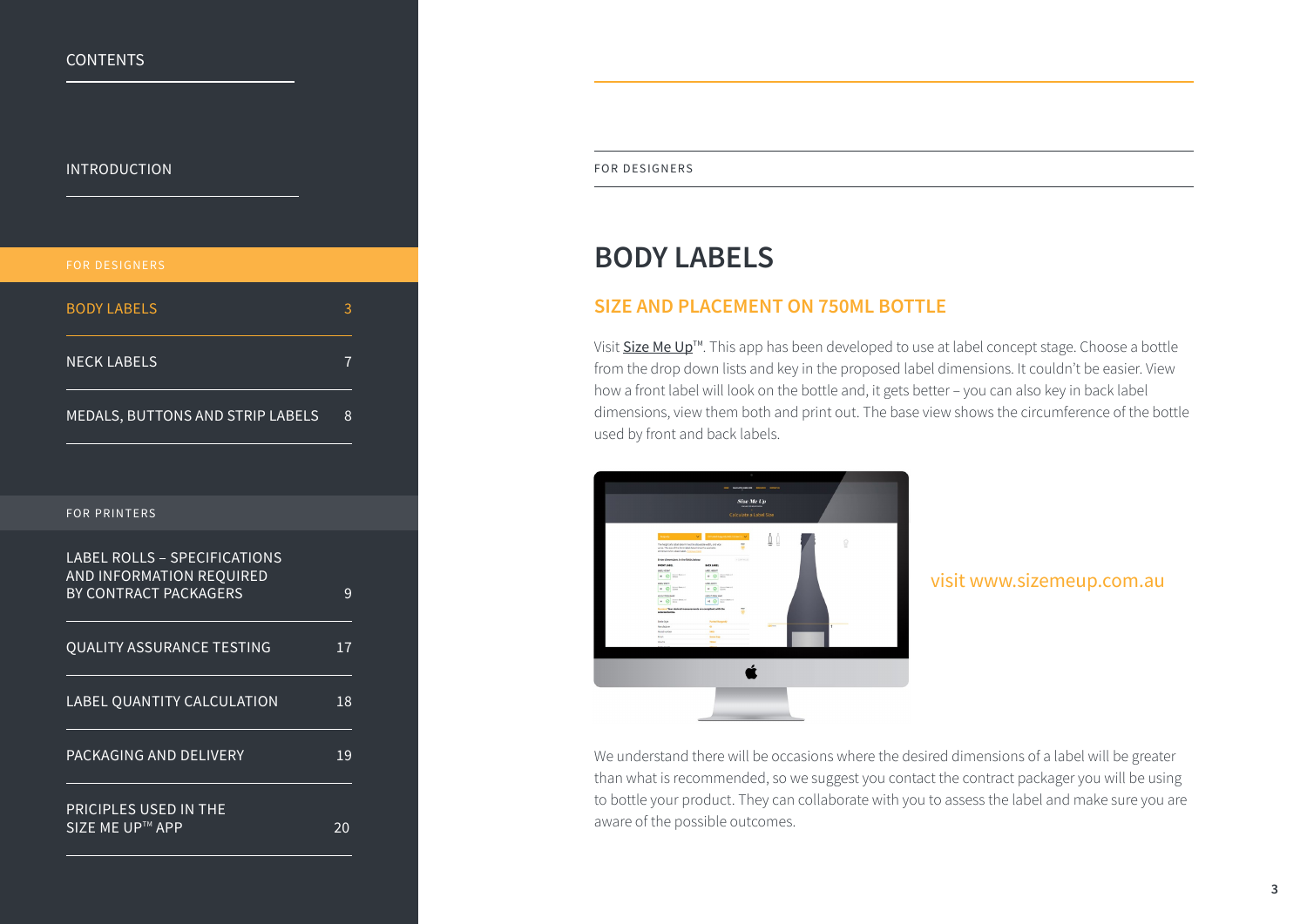CONTENTS

INTRODUCTION

FOR DESIGNERS

| | |
|---|---|
| BODY LABELS | 3 |
| NECK LABELS | 7 |
| MEDALS, BUTTONS AND STRIP LABELS | 8 |

FOR PRINTERS

| | |
|---|---|
| LABEL ROLLS – SPECIFICATIONS AND INFORMATION REQUIRED BY CONTRACT PACKAGERS | 9 |
| QUALITY ASSURANCE TESTING | 17 |
| LABEL QUANTITY CALCULATION | 18 |
| PACKAGING AND DELIVERY | 19 |
| PRICIPLES USED IN THE SIZE ME UP™ APP | 20 |

FOR DESIGNERS

# BODY LABELS

## SIZE AND PLACEMENT ON 750ML BOTTLE

Visit Size Me Up™. This app has been developed to use at label concept stage. Choose a bottle from the drop down lists and key in the proposed label dimensions. It couldn't be easier. View how a front label will look on the bottle and, it gets better – you can also key in back label dimensions, view them both and print out. The base view shows the circumference of the bottle used by front and back labels.

visit www.sizemeup.com.au

We understand there will be occasions where the desired dimensions of a label will be greater than what is recommended, so we suggest you contact the contract packager you will be using to bottle your product. They can collaborate with you to assess the label and make sure you are aware of the possible outcomes.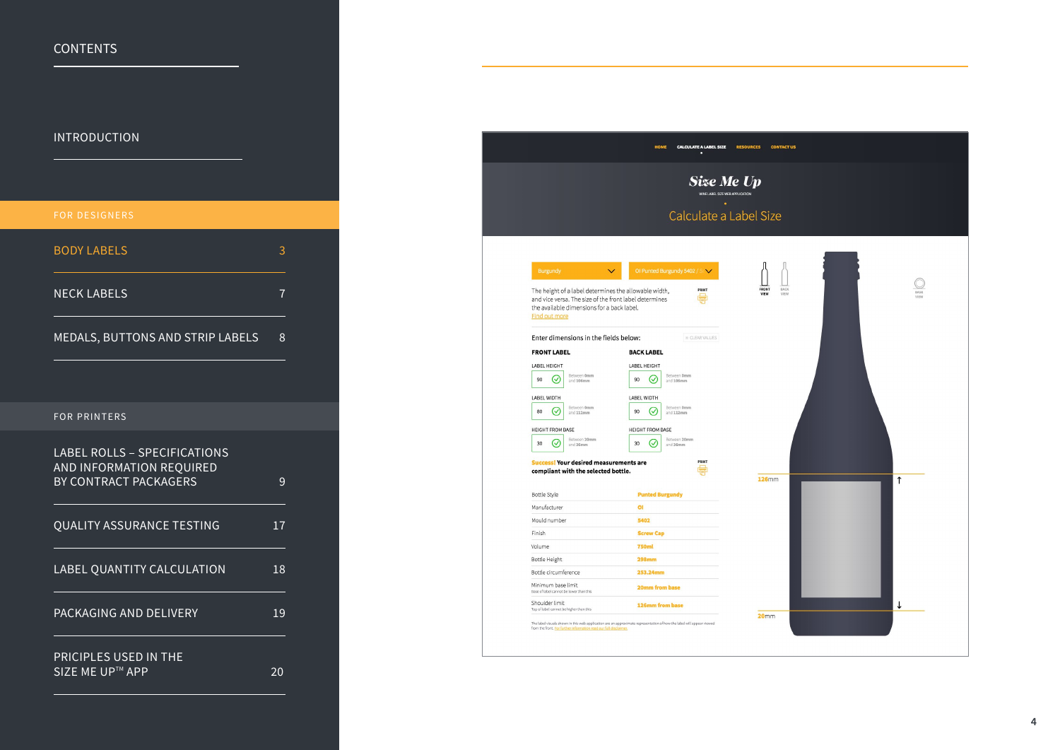# CONTENTS

INTRODUCTION

## FOR DESIGNERS

| | |
|---|---|
| BODY LABELS | 3 |
| NECK LABELS | 7 |
| MEDALS, BUTTONS AND STRIP LABELS | 8 |

## FOR PRINTERS

| | |
|---|---|
| LABEL ROLLS – SPECIFICATIONS AND INFORMATION REQUIRED BY CONTRACT PACKAGERS | 9 |
| QUALITY ASSURANCE TESTING | 17 |
| LABEL QUANTITY CALCULATION | 18 |
| PACKAGING AND DELIVERY | 19 |
| PRICPLES USED IN THE SIZE ME UP™ APP | 20 |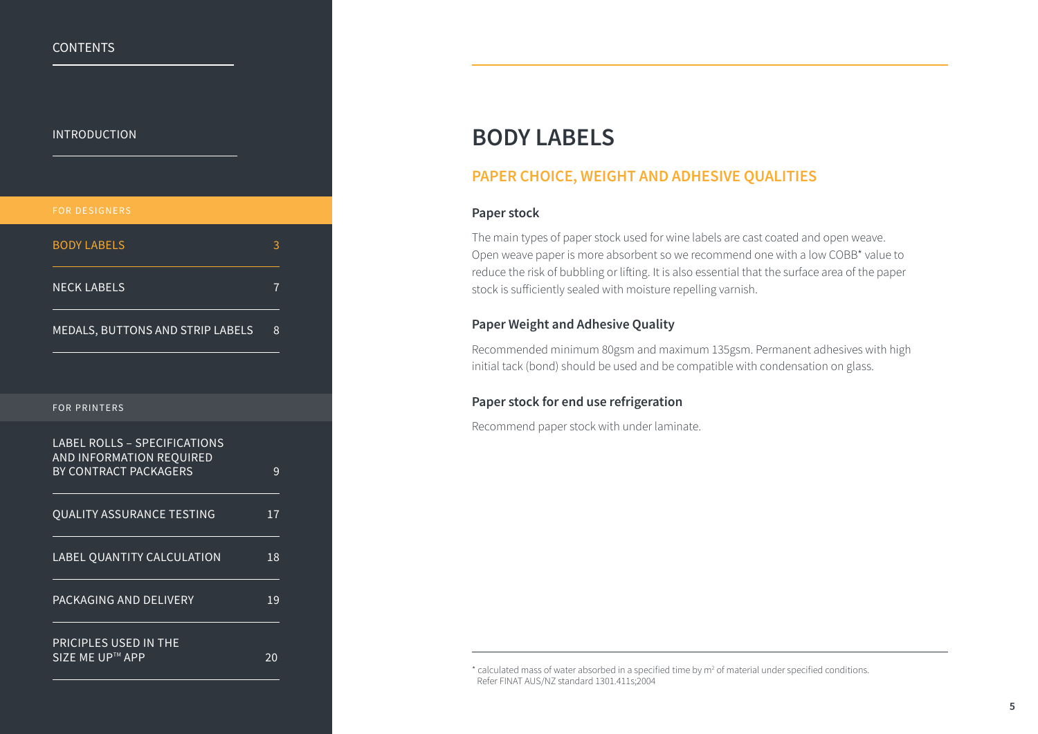CONTENTS

INTRODUCTION

FOR DESIGNERS

| | |
|---|---|
| BODY LABELS | 3 |
| NECK LABELS | 7 |
| MEDALS, BUTTONS AND STRIP LABELS | 8 |

FOR PRINTERS

| | |
|---|---|
| LABEL ROLLS – SPECIFICATIONS AND INFORMATION REQUIRED BY CONTRACT PACKAGERS | 9 |
| QUALITY ASSURANCE TESTING | 17 |
| LABEL QUANTITY CALCULATION | 18 |
| PACKAGING AND DELIVERY | 19 |
| PRICIPLES USED IN THE SIZE ME UP™ APP | 20 |

# BODY LABELS

## PAPER CHOICE, WEIGHT AND ADHESIVE QUALITIES

### Paper stock

The main types of paper stock used for wine labels are cast coated and open weave. Open weave paper is more absorbent so we recommend one with a low COBB* value to reduce the risk of bubbling or lifting. It is also essential that the surface area of the paper stock is sufficiently sealed with moisture repelling varnish.

### Paper Weight and Adhesive Quality

Recommended minimum 80gsm and maximum 135gsm. Permanent adhesives with high initial tack (bond) should be used and be compatible with condensation on glass.

### Paper stock for end use refrigeration

Recommend paper stock with under laminate.

* calculated mass of water absorbed in a specified time by $m^2$ of material under specified conditions. Refer FINAT AUS/NZ standard 1301.411s;2004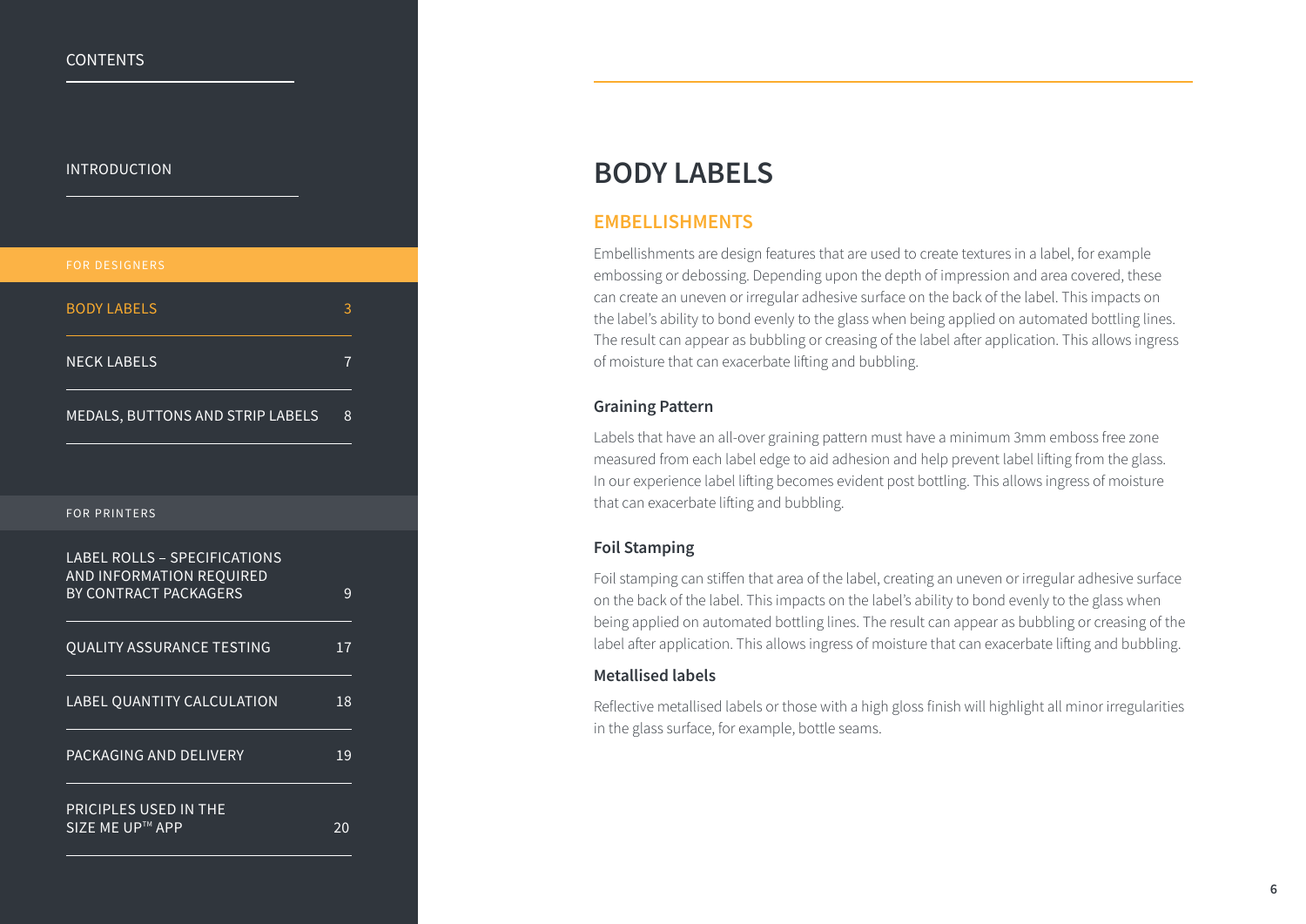# BODY LABELS

## EMBELLISHMENTS

Embellishments are design features that are used to create textures in a label, for example embossing or debossing. Depending upon the depth of impression and area covered, these can create an uneven or irregular adhesive surface on the back of the label. This impacts on the label's ability to bond evenly to the glass when being applied on automated bottling lines. The result can appear as bubbling or creasing of the label after application. This allows ingress of moisture that can exacerbate lifting and bubbling.

### Graining Pattern

Labels that have an all-over graining pattern must have a minimum 3mm emboss free zone measured from each label edge to aid adhesion and help prevent label lifting from the glass. In our experience label lifting becomes evident post bottling. This allows ingress of moisture that can exacerbate lifting and bubbling.

### Foil Stamping

Foil stamping can stiffen that area of the label, creating an uneven or irregular adhesive surface on the back of the label. This impacts on the label's ability to bond evenly to the glass when being applied on automated bottling lines. The result can appear as bubbling or creasing of the label after application. This allows ingress of moisture that can exacerbate lifting and bubbling.

### Metallised labels

Reflective metallised labels or those with a high gloss finish will highlight all minor irregularities in the glass surface, for example, bottle seams.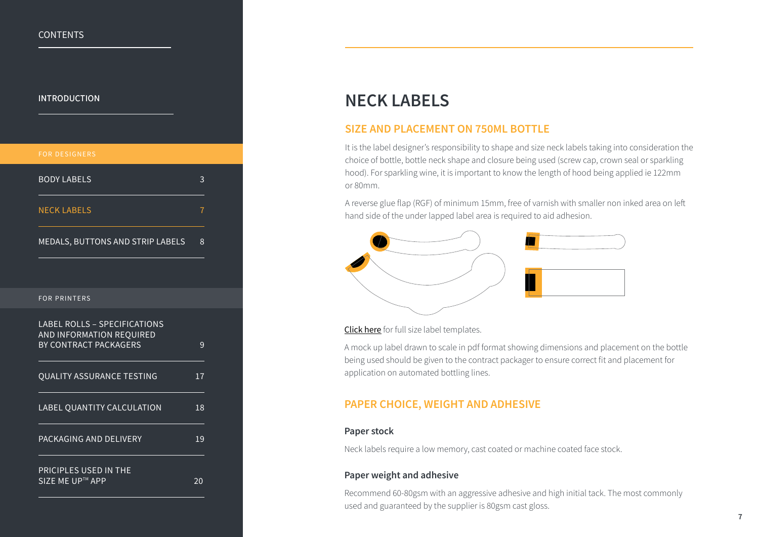CONTENTS

INTRODUCTION

FOR DESIGNERS

| | |
|---|---|
| BODY LABELS | 3 |
| NECK LABELS | 7 |
| MEDALS, BUTTONS AND STRIP LABELS | 8 |

FOR PRINTERS

| | |
|---|---|
| LABEL ROLLS – SPECIFICATIONS AND INFORMATION REQUIRED BY CONTRACT PACKAGERS | 9 |
| QUALITY ASSURANCE TESTING | 17 |
| LABEL QUANTITY CALCULATION | 18 |
| PACKAGING AND DELIVERY | 19 |
| PRICIPLES USED IN THE SIZE ME UP™ APP | 20 |

# NECK LABELS

## SIZE AND PLACEMENT ON 750ML BOTTLE

It is the label designer's responsibility to shape and size neck labels taking into consideration the choice of bottle, bottle neck shape and closure being used (screw cap, crown seal or sparkling hood). For sparkling wine, it is important to know the length of hood being applied ie 122mm or 80mm.

A reverse glue flap (RGF) of minimum 15mm, free of varnish with smaller non inked area on left hand side of the under lapped label area is required to aid adhesion.

Click here for full size label templates.

A mock up label drawn to scale in pdf format showing dimensions and placement on the bottle being used should be given to the contract packager to ensure correct fit and placement for application on automated bottling lines.

## PAPER CHOICE, WEIGHT AND ADHESIVE

### Paper stock

Neck labels require a low memory, cast coated or machine coated face stock.

### Paper weight and adhesive

Recommend 60-80gsm with an aggressive adhesive and high initial tack. The most commonly used and guaranteed by the supplier is 80gsm cast gloss.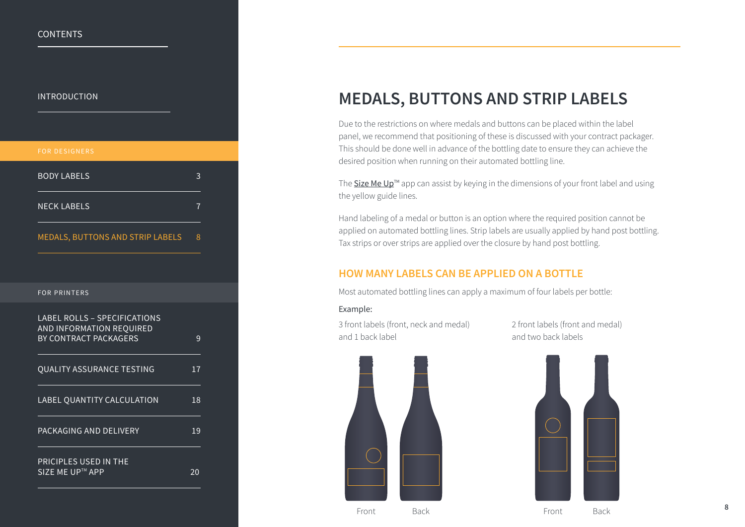CONTENTS

INTRODUCTION

FOR DESIGNERS

| | |
|---|---|
| BODY LABELS | 3 |
| NECK LABELS | 7 |
| MEDALS, BUTTONS AND STRIP LABELS | 8 |

FOR PRINTERS

| | |
|---|---|
| LABEL ROLLS – SPECIFICATIONS AND INFORMATION REQUIRED BY CONTRACT PACKAGERS | 9 |
| QUALITY ASSURANCE TESTING | 17 |
| LABEL QUANTITY CALCULATION | 18 |
| PACKAGING AND DELIVERY | 19 |
| PRICIPLES USED IN THE SIZE ME UP™ APP | 20 |

# MEDALS, BUTTONS AND STRIP LABELS

Due to the restrictions on where medals and buttons can be placed within the label panel, we recommend that positioning of these is discussed with your contract packager. This should be done well in advance of the bottling date to ensure they can achieve the desired position when running on their automated bottling line.

The Size Me Up™ app can assist by keying in the dimensions of your front label and using the yellow guide lines.

Hand labeling of a medal or button is an option where the required position cannot be applied on automated bottling lines. Strip labels are usually applied by hand post bottling. Tax strips or over strips are applied over the closure by hand post bottling.

## HOW MANY LABELS CAN BE APPLIED ON A BOTTLE

Most automated bottling lines can apply a maximum of four labels per bottle:

Example:

3 front labels (front, neck and medal) and 1 back label

Front Back

2 front labels (front and medal) and two back labels

Front Back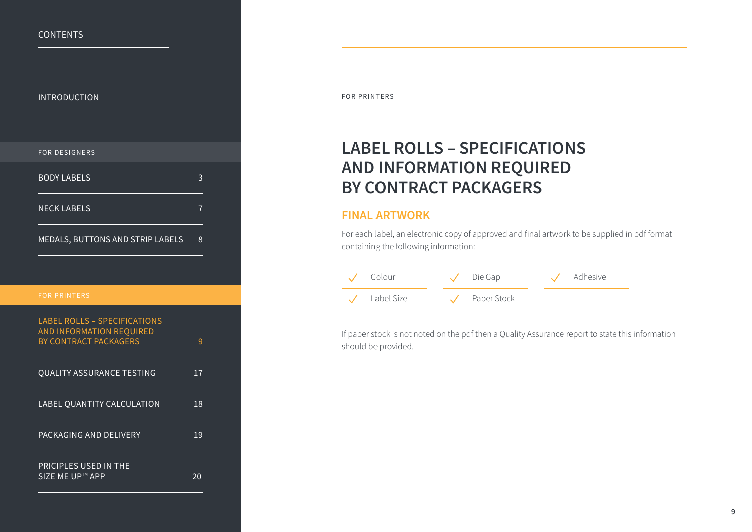CONTENTS

INTRODUCTION

FOR DESIGNERS

| | |
|---|---|
| BODY LABELS | 3 |
| NECK LABELS | 7 |
| MEDALS, BUTTONS AND STRIP LABELS | 8 |

FOR PRINTERS

| | |
|---|---|
| LABEL ROLLS – SPECIFICATIONS AND INFORMATION REQUIRED BY CONTRACT PACKAGERS | 9 |
| QUALITY ASSURANCE TESTING | 17 |
| LABEL QUANTITY CALCULATION | 18 |
| PACKAGING AND DELIVERY | 19 |
| PRICIPLES USED IN THE SIZE ME UP™ APP | 20 |

FOR PRINTERS

# LABEL ROLLS – SPECIFICATIONS AND INFORMATION REQUIRED BY CONTRACT PACKAGERS

## FINAL ARTWORK

For each label, an electronic copy of approved and final artwork to be supplied in pdf format containing the following information:

- ✓ Colour
- ✓ Label Size
- ✓ Die Gap
- ✓ Paper Stock
- ✓ Adhesive

If paper stock is not noted on the pdf then a Quality Assurance report to state this information should be provided.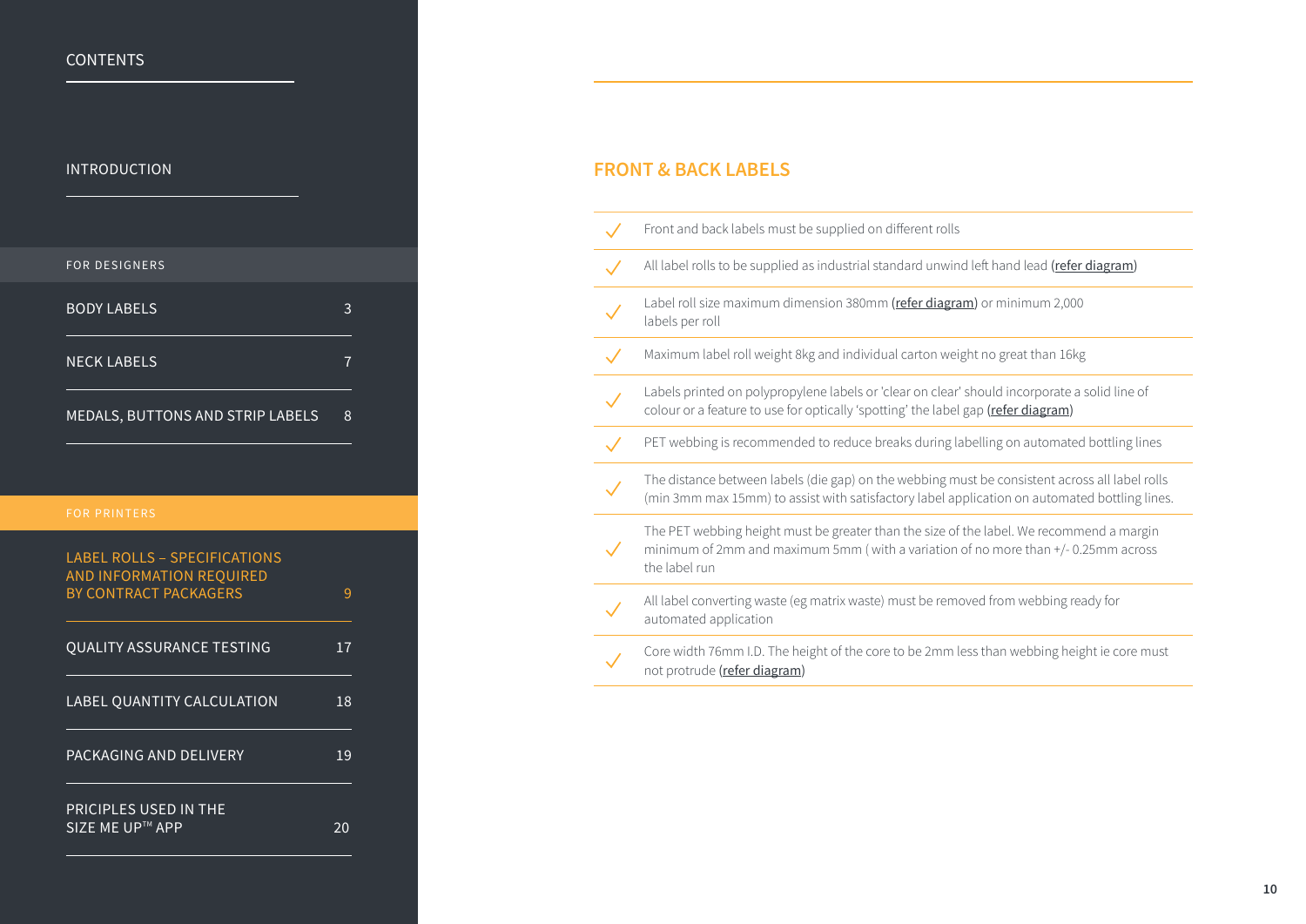CONTENTS

INTRODUCTION

FOR DESIGNERS

| | |
|---|---|
| BODY LABELS | 3 |
| NECK LABELS | 7 |
| MEDALS, BUTTONS AND STRIP LABELS | 8 |

FOR PRINTERS

| | |
|---|---|
| LABEL ROLLS – SPECIFICATIONS AND INFORMATION REQUIRED BY CONTRACT PACKAGERS | 9 |
| QUALITY ASSURANCE TESTING | 17 |
| LABEL QUANTITY CALCULATION | 18 |
| PACKAGING AND DELIVERY | 19 |
| PRICIPLES USED IN THE SIZE ME UP™ APP | 20 |

## FRONT & BACK LABELS

- ✓ Front and back labels must be supplied on different rolls
- ✓ All label rolls to be supplied as industrial standard unwind left hand lead (refer diagram)
- ✓ Label roll size maximum dimension 380mm (refer diagram) or minimum 2,000 labels per roll
- ✓ Maximum label roll weight 8kg and individual carton weight no great than 16kg
- ✓ Labels printed on polypropylene labels or 'clear on clear' should incorporate a solid line of colour or a feature to use for optically 'spotting' the label gap (refer diagram)
- ✓ PET webbing is recommended to reduce breaks during labelling on automated bottling lines
- ✓ The distance between labels (die gap) on the webbing must be consistent across all label rolls (min 3mm max 15mm) to assist with satisfactory label application on automated bottling lines.
- ✓ The PET webbing height must be greater than the size of the label. We recommend a margin minimum of 2mm and maximum 5mm ( with a variation of no more than +/- 0.25mm across the label run
- ✓ All label converting waste (eg matrix waste) must be removed from webbing ready for automated application
- ✓ Core width 76mm I.D. The height of the core to be 2mm less than webbing height ie core must not protrude (refer diagram)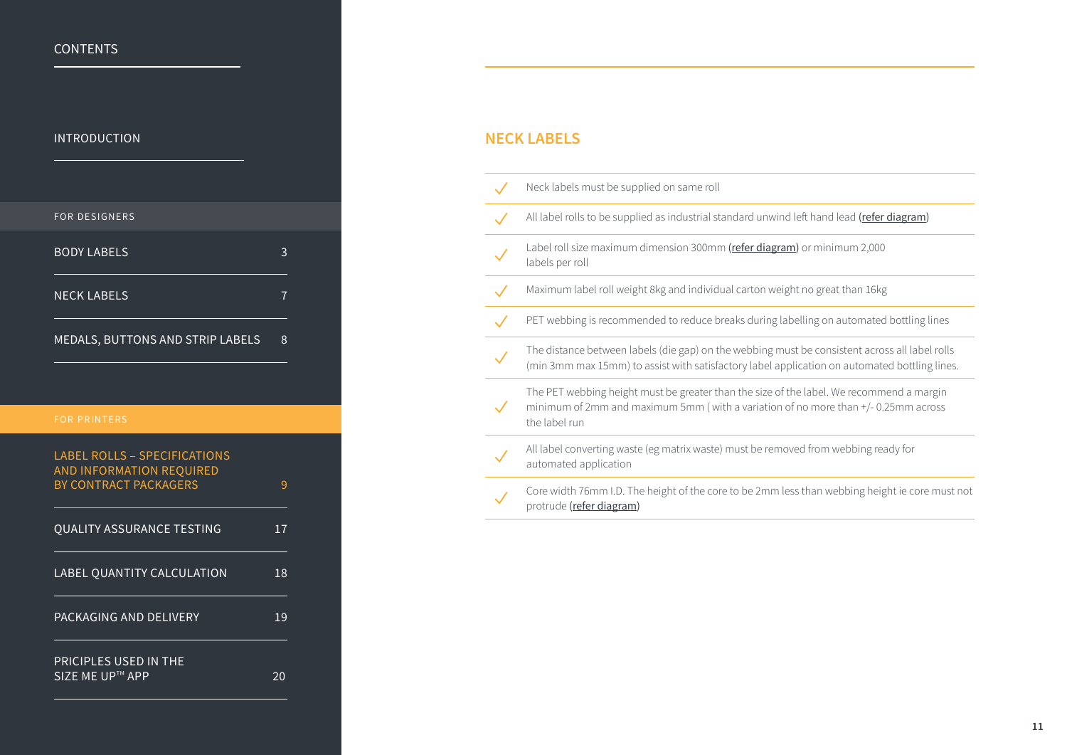CONTENTS

INTRODUCTION

FOR DESIGNERS

| | |
|---|---|
| BODY LABELS | 3 |
| NECK LABELS | 7 |
| MEDALS, BUTTONS AND STRIP LABELS | 8 |

FOR PRINTERS

| | |
|---|---|
| LABEL ROLLS – SPECIFICATIONS AND INFORMATION REQUIRED BY CONTRACT PACKAGERS | 9 |
| QUALITY ASSURANCE TESTING | 17 |
| LABEL QUANTITY CALCULATION | 18 |
| PACKAGING AND DELIVERY | 19 |
| PRICIPLES USED IN THE SIZE ME UP™ APP | 20 |

## NECK LABELS

- ✓ Neck labels must be supplied on same roll
- ✓ All label rolls to be supplied as industrial standard unwind left hand lead (refer diagram)
- ✓ Label roll size maximum dimension 300mm (refer diagram) or minimum 2,000 labels per roll
- ✓ Maximum label roll weight 8kg and individual carton weight no great than 16kg
- ✓ PET webbing is recommended to reduce breaks during labelling on automated bottling lines
- ✓ The distance between labels (die gap) on the webbing must be consistent across all label rolls (min 3mm max 15mm) to assist with satisfactory label application on automated bottling lines.
- ✓ The PET webbing height must be greater than the size of the label. We recommend a margin minimum of 2mm and maximum 5mm ( with a variation of no more than +/- 0.25mm across the label run
- ✓ All label converting waste (eg matrix waste) must be removed from webbing ready for automated application
- ✓ Core width 76mm I.D. The height of the core to be 2mm less than webbing height ie core must not protrude (refer diagram)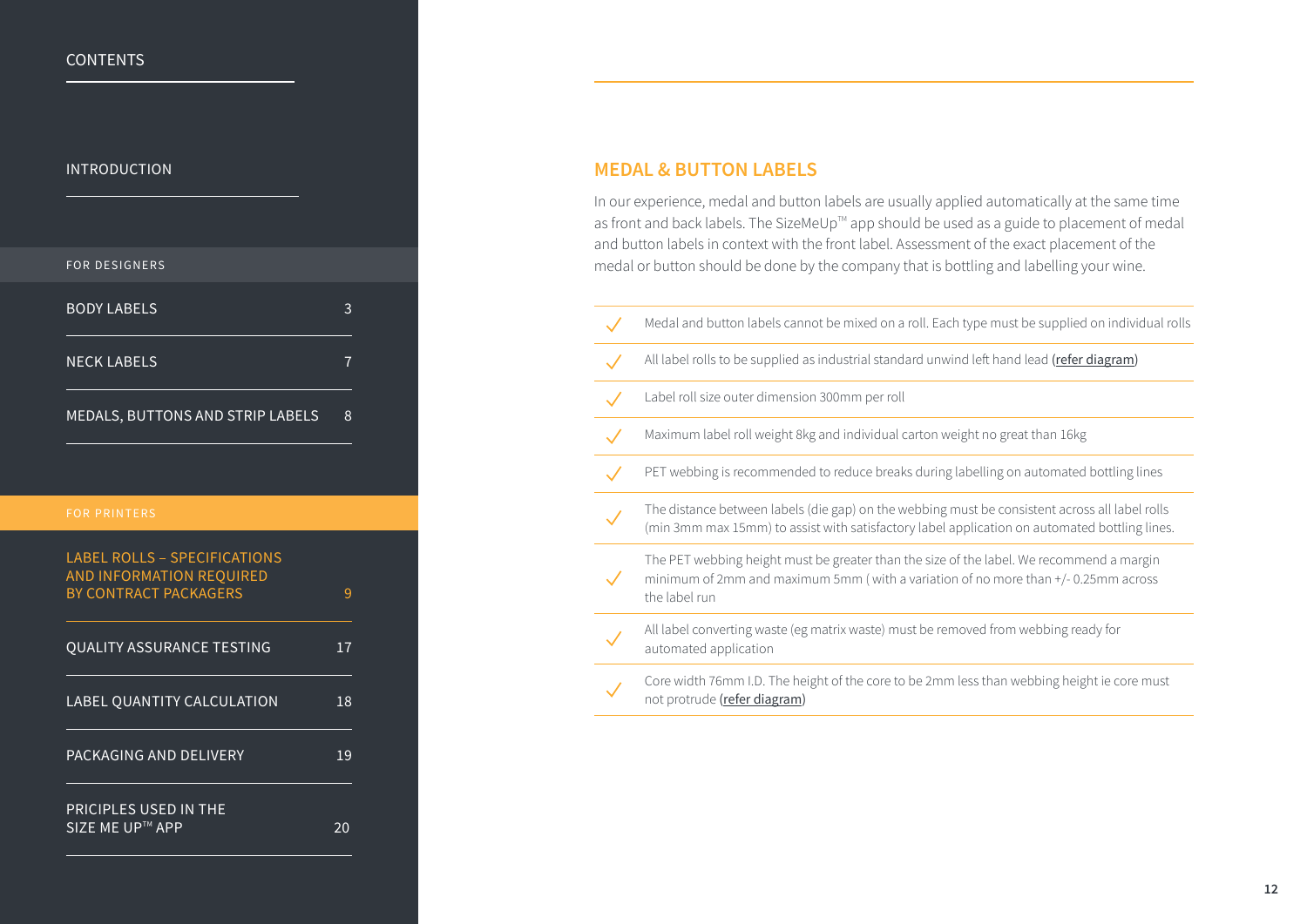CONTENTS

INTRODUCTION

FOR DESIGNERS

| | |
|---|---|
| BODY LABELS | 3 |
| NECK LABELS | 7 |
| MEDALS, BUTTONS AND STRIP LABELS | 8 |

FOR PRINTERS

| | |
|---|---|
| LABEL ROLLS – SPECIFICATIONS AND INFORMATION REQUIRED BY CONTRACT PACKAGERS | 9 |
| QUALITY ASSURANCE TESTING | 17 |
| LABEL QUANTITY CALCULATION | 18 |
| PACKAGING AND DELIVERY | 19 |
| PRICIPLES USED IN THE SIZE ME UP™ APP | 20 |

## MEDAL & BUTTON LABELS

In our experience, medal and button labels are usually applied automatically at the same time as front and back labels. The SizeMeUp™ app should be used as a guide to placement of medal and button labels in context with the front label. Assessment of the exact placement of the medal or button should be done by the company that is bottling and labelling your wine.

- ✓ Medal and button labels cannot be mixed on a roll. Each type must be supplied on individual rolls
- ✓ All label rolls to be supplied as industrial standard unwind left hand lead (refer diagram)
- ✓ Label roll size outer dimension 300mm per roll
- ✓ Maximum label roll weight 8kg and individual carton weight no great than 16kg
- ✓ PET webbing is recommended to reduce breaks during labelling on automated bottling lines
- ✓ The distance between labels (die gap) on the webbing must be consistent across all label rolls (min 3mm max 15mm) to assist with satisfactory label application on automated bottling lines.
- ✓ The PET webbing height must be greater than the size of the label. We recommend a margin minimum of 2mm and maximum 5mm ( with a variation of no more than +/- 0.25mm across the label run
- ✓ All label converting waste (eg matrix waste) must be removed from webbing ready for automated application
- ✓ Core width 76mm I.D. The height of the core to be 2mm less than webbing height ie core must not protrude (refer diagram)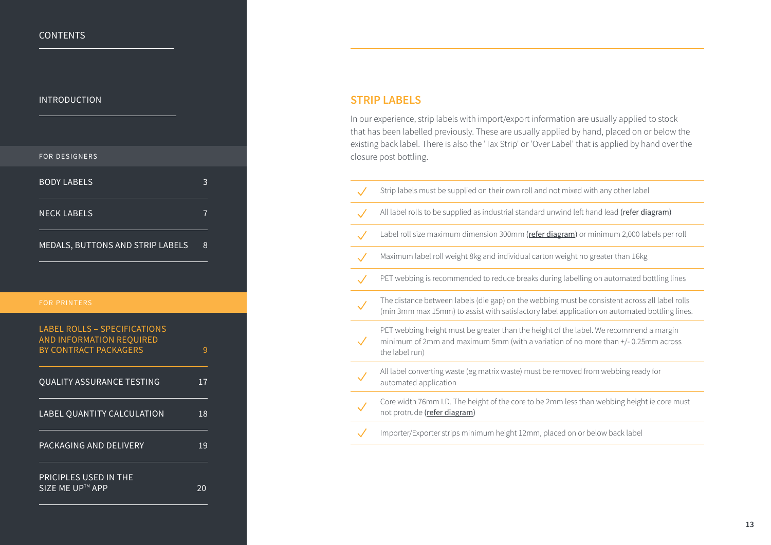CONTENTS

INTRODUCTION

FOR DESIGNERS

| | |
|---|---|
| BODY LABELS | 3 |
| NECK LABELS | 7 |
| MEDALS, BUTTONS AND STRIP LABELS | 8 |

FOR PRINTERS

| | |
|---|---|
| LABEL ROLLS – SPECIFICATIONS AND INFORMATION REQUIRED BY CONTRACT PACKAGERS | 9 |
| QUALITY ASSURANCE TESTING | 17 |
| LABEL QUANTITY CALCULATION | 18 |
| PACKAGING AND DELIVERY | 19 |
| PRICIPLES USED IN THE SIZE ME UP™ APP | 20 |

## STRIP LABELS

In our experience, strip labels with import/export information are usually applied to stock that has been labelled previously. These are usually applied by hand, placed on or below the existing back label. There is also the 'Tax Strip' or 'Over Label' that is applied by hand over the closure post bottling.

- ✓ Strip labels must be supplied on their own roll and not mixed with any other label
- ✓ All label rolls to be supplied as industrial standard unwind left hand lead (refer diagram)
- ✓ Label roll size maximum dimension 300mm (refer diagram) or minimum 2,000 labels per roll
- ✓ Maximum label roll weight 8kg and individual carton weight no greater than 16kg
- ✓ PET webbing is recommended to reduce breaks during labelling on automated bottling lines
- ✓ The distance between labels (die gap) on the webbing must be consistent across all label rolls (min 3mm max 15mm) to assist with satisfactory label application on automated bottling lines.
- ✓ PET webbing height must be greater than the height of the label. We recommend a margin minimum of 2mm and maximum 5mm (with a variation of no more than +/- 0.25mm across the label run)
- ✓ All label converting waste (eg matrix waste) must be removed from webbing ready for automated application
- ✓ Core width 76mm I.D. The height of the core to be 2mm less than webbing height ie core must not protrude (refer diagram)
- ✓ Importer/Exporter strips minimum height 12mm, placed on or below back label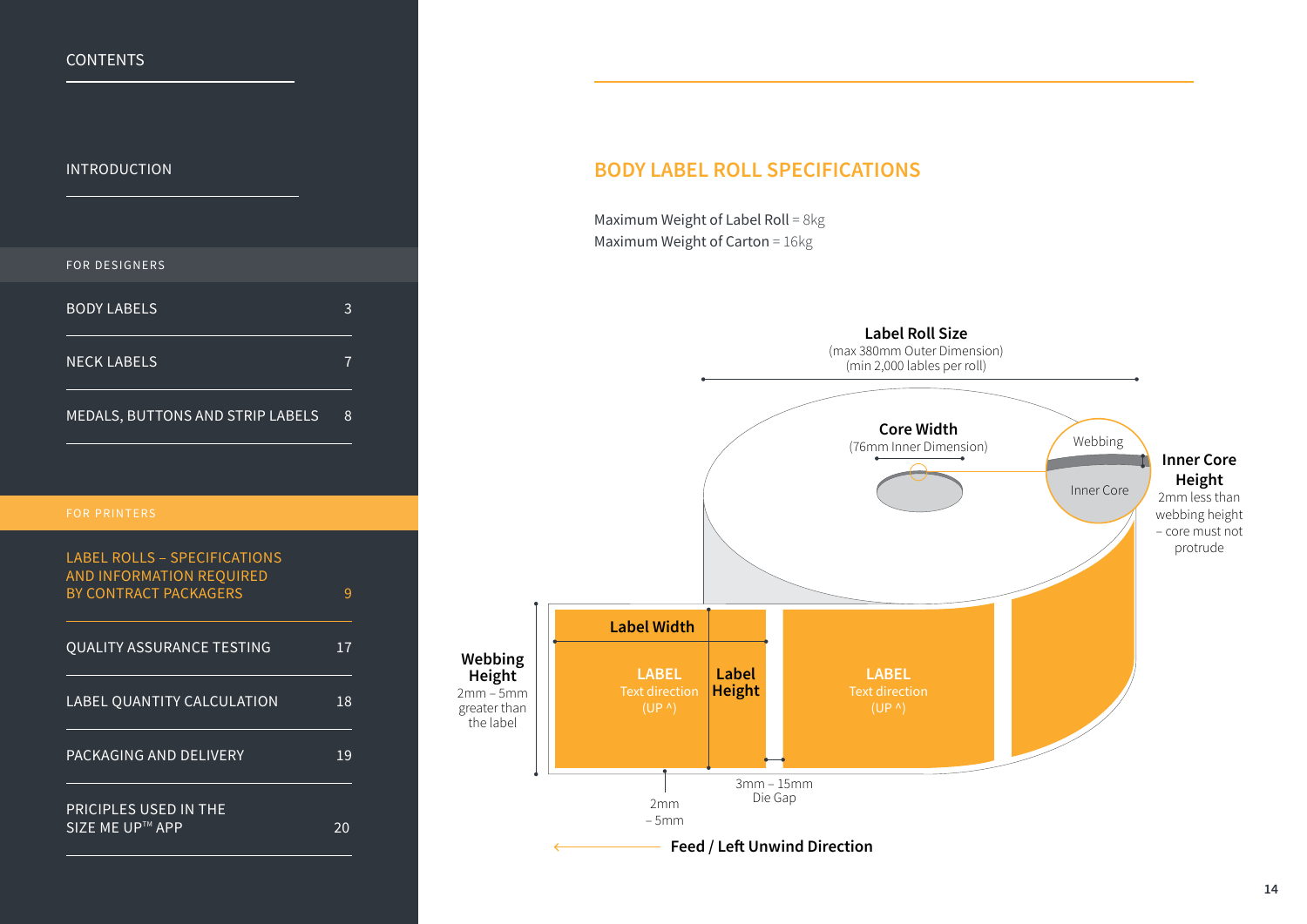CONTENTS

INTRODUCTION

FOR DESIGNERS

| | |
|---|---|
| BODY LABELS | 3 |
| NECK LABELS | 7 |
| MEDALS, BUTTONS AND STRIP LABELS | 8 |

FOR PRINTERS

| | |
|---|---|
| LABEL ROLLS – SPECIFICATIONS AND INFORMATION REQUIRED BY CONTRACT PACKAGERS | 9 |
| QUALITY ASSURANCE TESTING | 17 |
| LABEL QUANTITY CALCULATION | 18 |
| PACKAGING AND DELIVERY | 19 |
| PRICIPLES USED IN THE SIZE ME UP™ APP | 20 |

## BODY LABEL ROLL SPECIFICATIONS

Maximum Weight of Label Roll = 8kg
Maximum Weight of Carton = 16kg

**Label Roll Size**
(max 380mm Outer Dimension)
(min 2,000 lables per roll)

**Core Width**
(76mm Inner Dimension)

Webbing

Inner Core

**Inner Core Height**
2mm less than webbing height – core must not protrude

**Webbing Height**
2mm – 5mm greater than the label

**Label Width**

**LABEL**
Text direction
(UP ^)

**Label Height**

**LABEL**
Text direction
(UP ^)

2mm – 5mm

3mm – 15mm Die Gap

**Feed / Left Unwind Direction**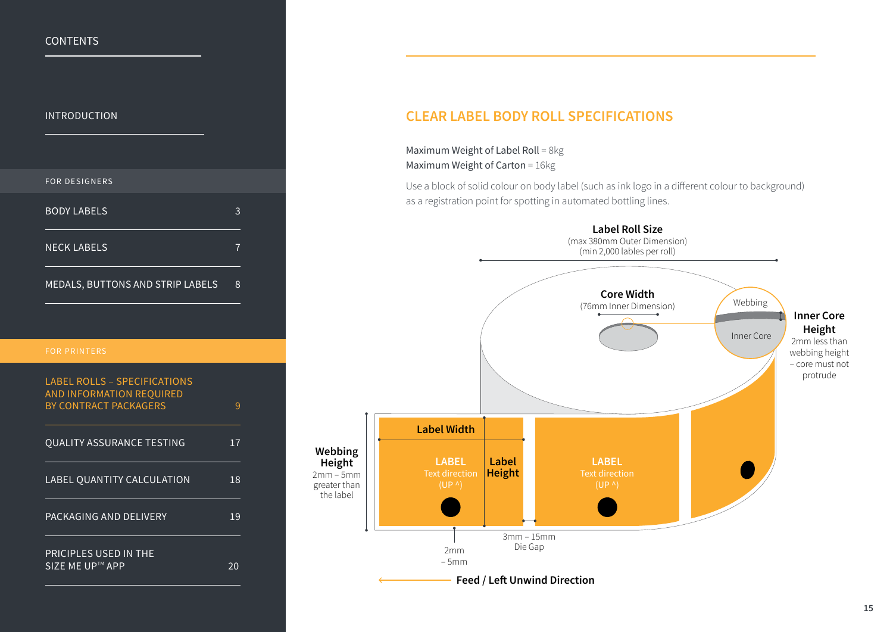CONTENTS

INTRODUCTION

FOR DESIGNERS

| | |
|---|---|
| BODY LABELS | 3 |
| NECK LABELS | 7 |
| MEDALS, BUTTONS AND STRIP LABELS | 8 |

FOR PRINTERS

| | |
|---|---|
| LABEL ROLLS – SPECIFICATIONS AND INFORMATION REQUIRED BY CONTRACT PACKAGERS | 9 |
| QUALITY ASSURANCE TESTING | 17 |
| LABEL QUANTITY CALCULATION | 18 |
| PACKAGING AND DELIVERY | 19 |
| PRICIPLES USED IN THE SIZE ME UP™ APP | 20 |

## CLEAR LABEL BODY ROLL SPECIFICATIONS

Maximum Weight of Label Roll = 8kg
Maximum Weight of Carton = 16kg

Use a block of solid colour on body label (such as ink logo in a different colour to background) as a registration point for spotting in automated bottling lines.

**Label Roll Size**
(max 380mm Outer Dimension)
(min 2,000 lables per roll)

**Core Width**
(76mm Inner Dimension)

Webbing

Inner Core

**Inner Core Height**
2mm less than webbing height – core must not protrude

**Webbing Height**
2mm – 5mm greater than the label

**Label Width**

**Label Height**

LABEL
Text direction
(UP ^)

LABEL
Text direction
(UP ^)

2mm – 5mm

3mm – 15mm Die Gap

**Feed / Left Unwind Direction**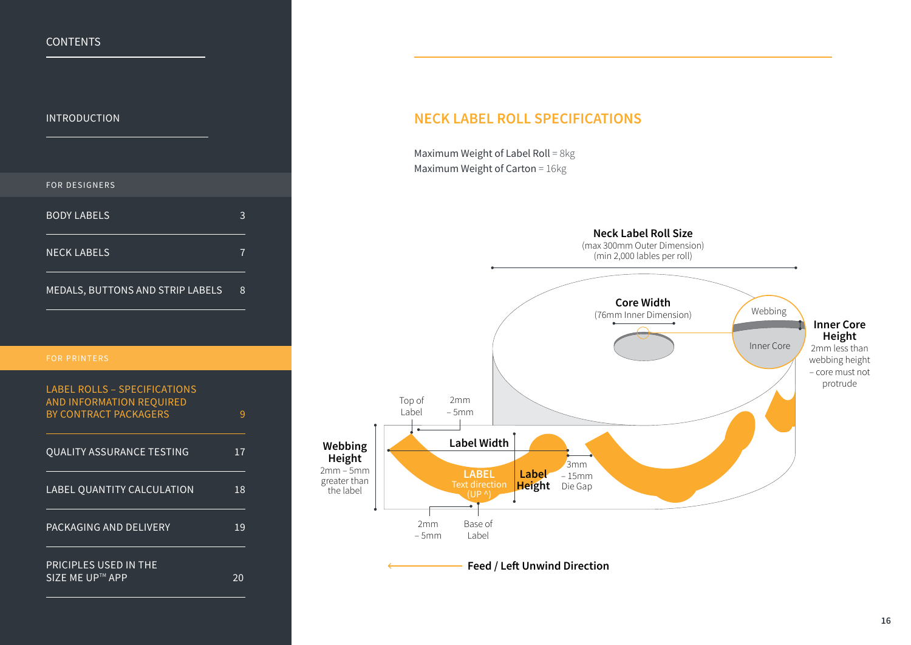CONTENTS

INTRODUCTION

FOR DESIGNERS

| | |
|---|---|
| BODY LABELS | 3 |
| NECK LABELS | 7 |
| MEDALS, BUTTONS AND STRIP LABELS | 8 |

FOR PRINTERS

| | |
|---|---|
| LABEL ROLLS – SPECIFICATIONS AND INFORMATION REQUIRED BY CONTRACT PACKAGERS | 9 |
| QUALITY ASSURANCE TESTING | 17 |
| LABEL QUANTITY CALCULATION | 18 |
| PACKAGING AND DELIVERY | 19 |
| PRICIPLES USED IN THE SIZE ME UP™ APP | 20 |

## NECK LABEL ROLL SPECIFICATIONS

Maximum Weight of Label Roll = 8kg
Maximum Weight of Carton = 16kg

**Neck Label Roll Size**
(max 300mm Outer Dimension)
(min 2,000 lables per roll)

**Core Width**
(76mm Inner Dimension)

Webbing

Inner Core

**Inner Core Height**
2mm less than webbing height – core must not protrude

Top of Label

2mm – 5mm

**Webbing Height**
2mm – 5mm greater than the label

**Label Width**

**LABEL**
Text direction
(UP ^)

**Label Height**

3mm – 15mm Die Gap

2mm – 5mm

Base of Label

**Feed / Left Unwind Direction**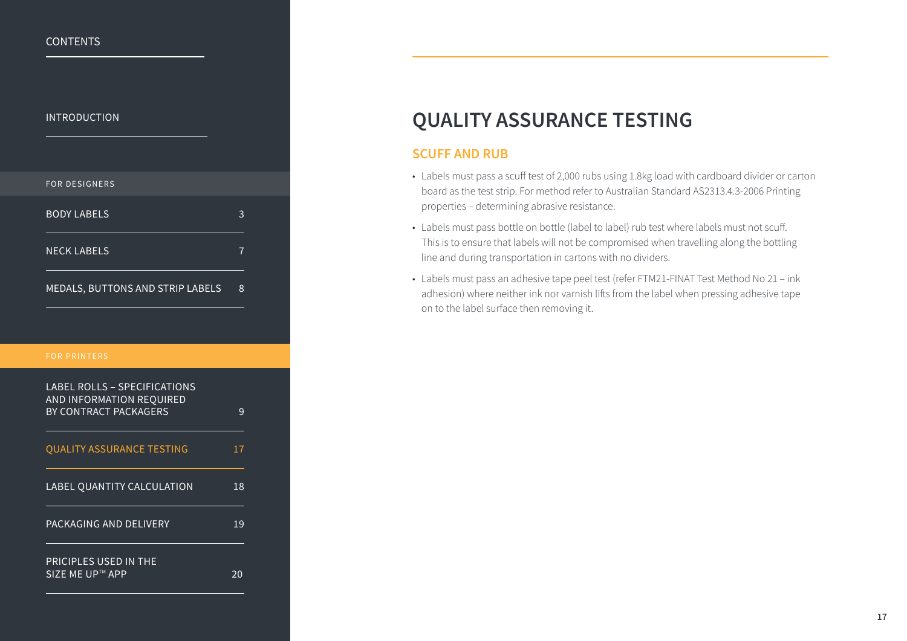# QUALITY ASSURANCE TESTING

## SCUFF AND RUB

- Labels must pass a scuff test of 2,000 rubs using 1.8kg load with cardboard divider or carton board as the test strip. For method refer to Australian Standard AS2313.4.3-2006 Printing properties – determining abrasive resistance.
- Labels must pass bottle on bottle (label to label) rub test where labels must not scuff. This is to ensure that labels will not be compromised when travelling along the bottling line and during transportation in cartons with no dividers.
- Labels must pass an adhesive tape peel test (refer FTM21-FINAT Test Method No 21 – ink adhesion) where neither ink nor varnish lifts from the label when pressing adhesive tape on to the label surface then removing it.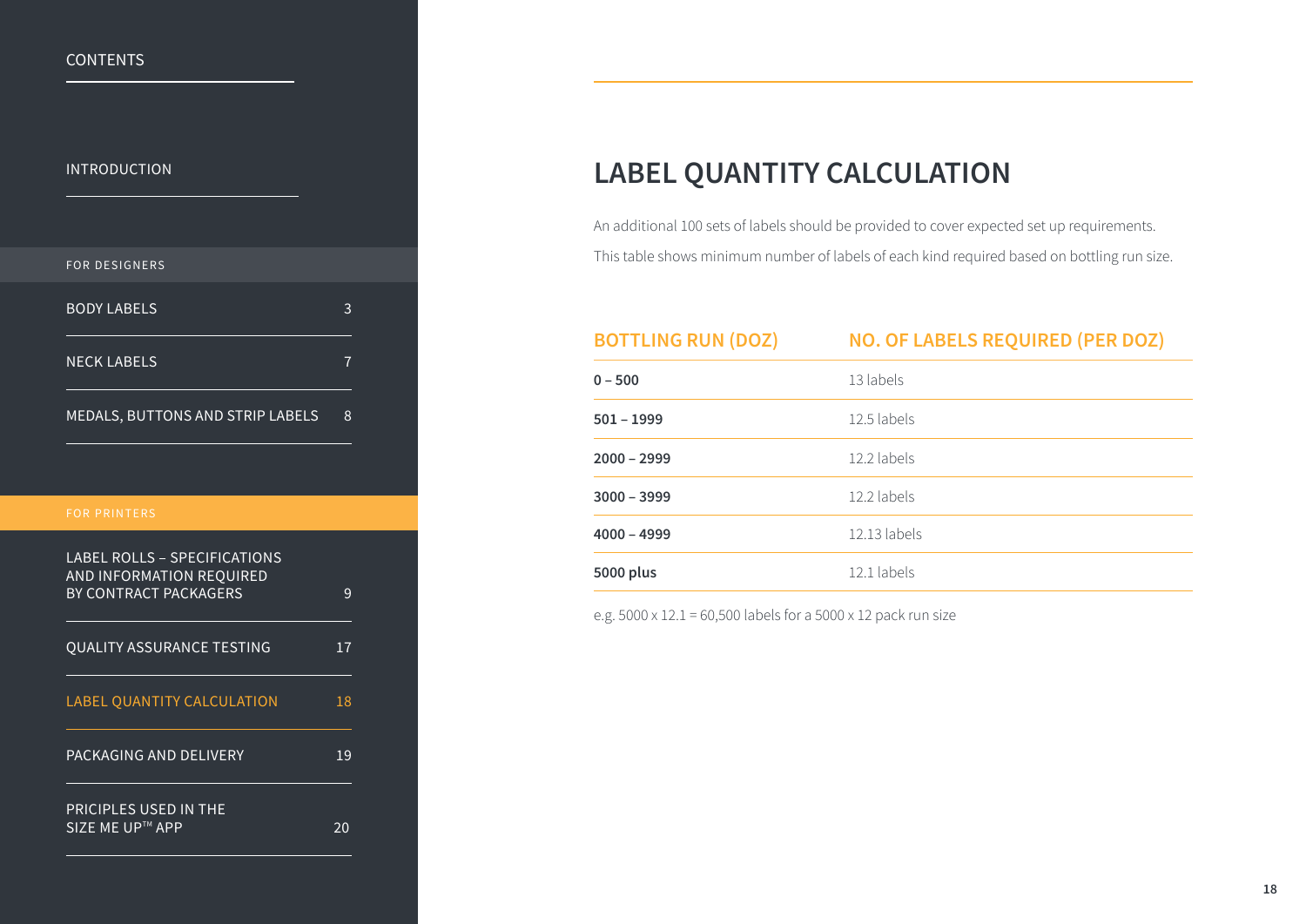CONTENTS

INTRODUCTION

FOR DESIGNERS

| | |
|---|---|
| BODY LABELS | 3 |
| NECK LABELS | 7 |
| MEDALS, BUTTONS AND STRIP LABELS | 8 |

FOR PRINTERS

| | |
|---|---|
| LABEL ROLLS – SPECIFICATIONS AND INFORMATION REQUIRED BY CONTRACT PACKAGERS | 9 |
| QUALITY ASSURANCE TESTING | 17 |
| LABEL QUANTITY CALCULATION | 18 |
| PACKAGING AND DELIVERY | 19 |
| PRICIPLES USED IN THE SIZE ME UP™ APP | 20 |

# LABEL QUANTITY CALCULATION

An additional 100 sets of labels should be provided to cover expected set up requirements.

This table shows minimum number of labels of each kind required based on bottling run size.

| BOTTLING RUN (DOZ) | NO. OF LABELS REQUIRED (PER DOZ) |
|---|---|
| **0 – 500** | 13 labels |
| **501 – 1999** | 12.5 labels |
| **2000 – 2999** | 12.2 labels |
| **3000 – 3999** | 12.2 labels |
| **4000 – 4999** | 12.13 labels |
| **5000 plus** | 12.1 labels |

e.g. 5000 x 12.1 = 60,500 labels for a 5000 x 12 pack run size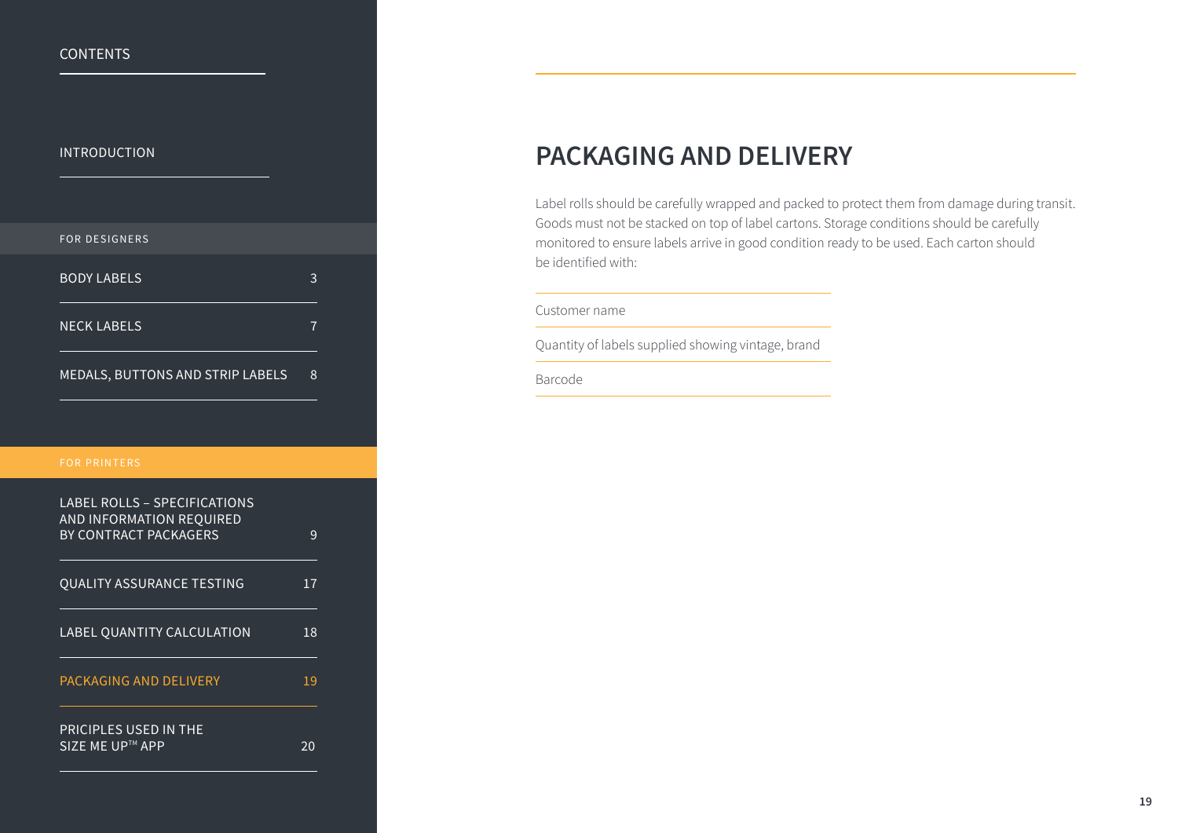CONTENTS

INTRODUCTION

FOR DESIGNERS

| | |
|---|---|
| BODY LABELS | 3 |
| NECK LABELS | 7 |
| MEDALS, BUTTONS AND STRIP LABELS | 8 |

FOR PRINTERS

| | |
|---|---|
| LABEL ROLLS – SPECIFICATIONS AND INFORMATION REQUIRED BY CONTRACT PACKAGERS | 9 |
| QUALITY ASSURANCE TESTING | 17 |
| LABEL QUANTITY CALCULATION | 18 |
| PACKAGING AND DELIVERY | 19 |
| PRICIPLES USED IN THE SIZE ME UP™ APP | 20 |

# PACKAGING AND DELIVERY

Label rolls should be carefully wrapped and packed to protect them from damage during transit. Goods must not be stacked on top of label cartons. Storage conditions should be carefully monitored to ensure labels arrive in good condition ready to be used. Each carton should be identified with:

- Customer name
- Quantity of labels supplied showing vintage, brand
- Barcode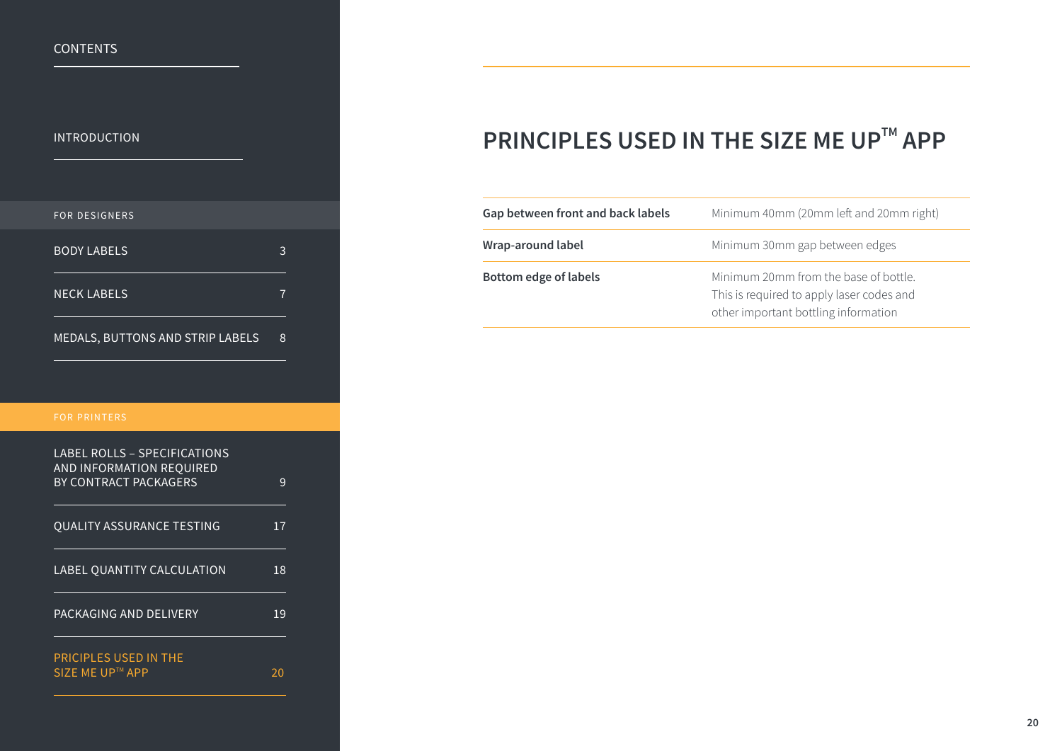CONTENTS

INTRODUCTION

FOR DESIGNERS

BODY LABELS 3

NECK LABELS 7

MEDALS, BUTTONS AND STRIP LABELS 8

FOR PRINTERS

LABEL ROLLS – SPECIFICATIONS AND INFORMATION REQUIRED BY CONTRACT PACKAGERS 9

QUALITY ASSURANCE TESTING 17

LABEL QUANTITY CALCULATION 18

PACKAGING AND DELIVERY 19

PRICIPLES USED IN THE SIZE ME UP™ APP 20

# PRINCIPLES USED IN THE SIZE ME UP™ APP

| | |
|---|---|
| **Gap between front and back labels** | Minimum 40mm (20mm left and 20mm right) |
| **Wrap-around label** | Minimum 30mm gap between edges |
| **Bottom edge of labels** | Minimum 20mm from the base of bottle. This is required to apply laser codes and other important bottling information |